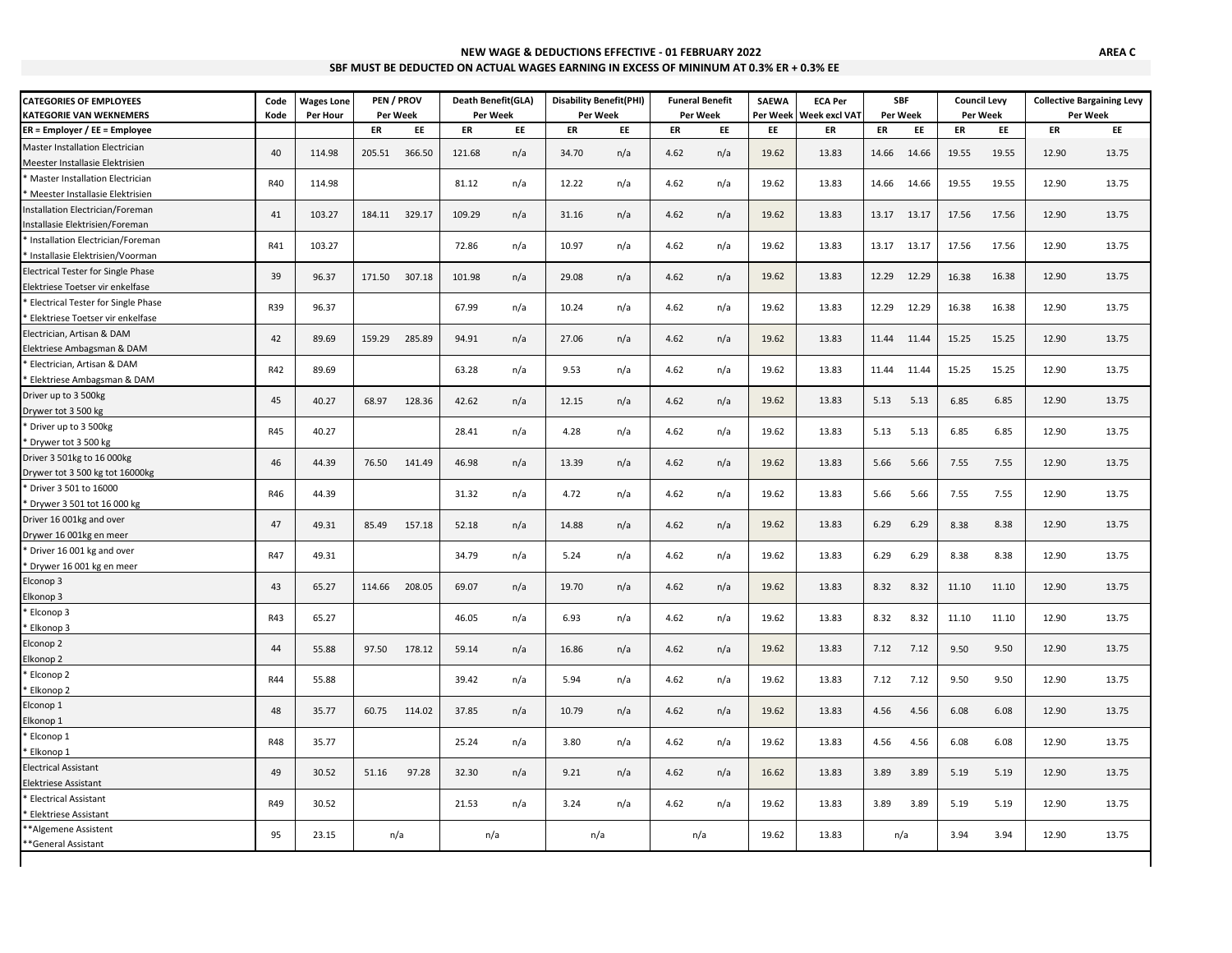**AREA C**

## NEW WAGE & DEDUCTIONS EFFECTIVE - 01 FEBRUARY 2022

### SBF MUST BE DEDUCTED ON ACTUAL WAGES EARNING IN EXCESS OF MININUM AT 0.3% ER + 0.3% EE

| CATEGORIES OF EMPLOYEES KATEGORIE VAN WEKNEMERS | Code Kode | Wages Lone Per Hour | PEN / PROV Per Week | | Death Benefit(GLA) Per Week | | Disability Benefit(PHI) Per Week | | Funeral Benefit Per Week | | SAEWA Per Week | ECA Per Week excl VAT | SBF Per Week | | Council Levy Per Week | | Collective Bargaining Levy Per Week | |
|---|---|---|---|---|---|---|---|---|---|---|---|---|---|---|---|---|---|---|
| ER = Employer / EE = Employee | | | ER | EE | ER | EE | ER | EE | ER | EE | EE | ER | ER | EE | ER | EE | ER | EE |
| Master Installation Electrician Meester Installasie Elektrisien | 40 | 114.98 | 205.51 | 366.50 | 121.68 | n/a | 34.70 | n/a | 4.62 | n/a | 19.62 | 13.83 | 14.66 | 14.66 | 19.55 | 19.55 | 12.90 | 13.75 |
| * Master Installation Electrician * Meester Installasie Elektrisien | R40 | 114.98 | | | 81.12 | n/a | 12.22 | n/a | 4.62 | n/a | 19.62 | 13.83 | 14.66 | 14.66 | 19.55 | 19.55 | 12.90 | 13.75 |
| Installation Electrician/Foreman Installasie Elektrisien/Foreman | 41 | 103.27 | 184.11 | 329.17 | 109.29 | n/a | 31.16 | n/a | 4.62 | n/a | 19.62 | 13.83 | 13.17 | 13.17 | 17.56 | 17.56 | 12.90 | 13.75 |
| * Installation Electrician/Foreman * Installasie Elektrisien/Voorman | R41 | 103.27 | | | 72.86 | n/a | 10.97 | n/a | 4.62 | n/a | 19.62 | 13.83 | 13.17 | 13.17 | 17.56 | 17.56 | 12.90 | 13.75 |
| Electrical Tester for Single Phase Elektriese Toetser vir enkelfase | 39 | 96.37 | 171.50 | 307.18 | 101.98 | n/a | 29.08 | n/a | 4.62 | n/a | 19.62 | 13.83 | 12.29 | 12.29 | 16.38 | 16.38 | 12.90 | 13.75 |
| * Electrical Tester for Single Phase * Elektriese Toetser vir enkelfase | R39 | 96.37 | | | 67.99 | n/a | 10.24 | n/a | 4.62 | n/a | 19.62 | 13.83 | 12.29 | 12.29 | 16.38 | 16.38 | 12.90 | 13.75 |
| Electrician, Artisan & DAM Elektriese Ambagsman & DAM | 42 | 89.69 | 159.29 | 285.89 | 94.91 | n/a | 27.06 | n/a | 4.62 | n/a | 19.62 | 13.83 | 11.44 | 11.44 | 15.25 | 15.25 | 12.90 | 13.75 |
| * Electrician, Artisan & DAM * Elektriese Ambagsman & DAM | R42 | 89.69 | | | 63.28 | n/a | 9.53 | n/a | 4.62 | n/a | 19.62 | 13.83 | 11.44 | 11.44 | 15.25 | 15.25 | 12.90 | 13.75 |
| Driver up to 3 500kg Drywer tot 3 500 kg | 45 | 40.27 | 68.97 | 128.36 | 42.62 | n/a | 12.15 | n/a | 4.62 | n/a | 19.62 | 13.83 | 5.13 | 5.13 | 6.85 | 6.85 | 12.90 | 13.75 |
| * Driver up to 3 500kg * Drywer tot 3 500 kg | R45 | 40.27 | | | 28.41 | n/a | 4.28 | n/a | 4.62 | n/a | 19.62 | 13.83 | 5.13 | 5.13 | 6.85 | 6.85 | 12.90 | 13.75 |
| Driver 3 501kg to 16 000kg Drywer tot 3 500 kg tot 16000kg | 46 | 44.39 | 76.50 | 141.49 | 46.98 | n/a | 13.39 | n/a | 4.62 | n/a | 19.62 | 13.83 | 5.66 | 5.66 | 7.55 | 7.55 | 12.90 | 13.75 |
| * Driver 3 501 to 16000 * Drywer 3 501 tot 16 000 kg | R46 | 44.39 | | | 31.32 | n/a | 4.72 | n/a | 4.62 | n/a | 19.62 | 13.83 | 5.66 | 5.66 | 7.55 | 7.55 | 12.90 | 13.75 |
| Driver 16 001kg and over Drywer 16 001kg en meer | 47 | 49.31 | 85.49 | 157.18 | 52.18 | n/a | 14.88 | n/a | 4.62 | n/a | 19.62 | 13.83 | 6.29 | 6.29 | 8.38 | 8.38 | 12.90 | 13.75 |
| * Driver 16 001 kg and over * Drywer 16 001 kg en meer | R47 | 49.31 | | | 34.79 | n/a | 5.24 | n/a | 4.62 | n/a | 19.62 | 13.83 | 6.29 | 6.29 | 8.38 | 8.38 | 12.90 | 13.75 |
| Elconop 3 Elkonop 3 | 43 | 65.27 | 114.66 | 208.05 | 69.07 | n/a | 19.70 | n/a | 4.62 | n/a | 19.62 | 13.83 | 8.32 | 8.32 | 11.10 | 11.10 | 12.90 | 13.75 |
| * Elconop 3 * Elkonop 3 | R43 | 65.27 | | | 46.05 | n/a | 6.93 | n/a | 4.62 | n/a | 19.62 | 13.83 | 8.32 | 8.32 | 11.10 | 11.10 | 12.90 | 13.75 |
| Elconop 2 Elkonop 2 | 44 | 55.88 | 97.50 | 178.12 | 59.14 | n/a | 16.86 | n/a | 4.62 | n/a | 19.62 | 13.83 | 7.12 | 7.12 | 9.50 | 9.50 | 12.90 | 13.75 |
| * Elconop 2 * Elkonop 2 | R44 | 55.88 | | | 39.42 | n/a | 5.94 | n/a | 4.62 | n/a | 19.62 | 13.83 | 7.12 | 7.12 | 9.50 | 9.50 | 12.90 | 13.75 |
| Elconop 1 Elkonop 1 | 48 | 35.77 | 60.75 | 114.02 | 37.85 | n/a | 10.79 | n/a | 4.62 | n/a | 19.62 | 13.83 | 4.56 | 4.56 | 6.08 | 6.08 | 12.90 | 13.75 |
| * Elconop 1 * Elkonop 1 | R48 | 35.77 | | | 25.24 | n/a | 3.80 | n/a | 4.62 | n/a | 19.62 | 13.83 | 4.56 | 4.56 | 6.08 | 6.08 | 12.90 | 13.75 |
| Electrical Assistant Elektriese Assistant | 49 | 30.52 | 51.16 | 97.28 | 32.30 | n/a | 9.21 | n/a | 4.62 | n/a | 16.62 | 13.83 | 3.89 | 3.89 | 5.19 | 5.19 | 12.90 | 13.75 |
| * Electrical Assistant * Elektriese Assistant | R49 | 30.52 | | | 21.53 | n/a | 3.24 | n/a | 4.62 | n/a | 19.62 | 13.83 | 3.89 | 3.89 | 5.19 | 5.19 | 12.90 | 13.75 |
| **Algemene Assistent **General Assistant | 95 | 23.15 | n/a | | n/a | | n/a | | n/a | | 19.62 | 13.83 | n/a | | 3.94 | 3.94 | 12.90 | 13.75 |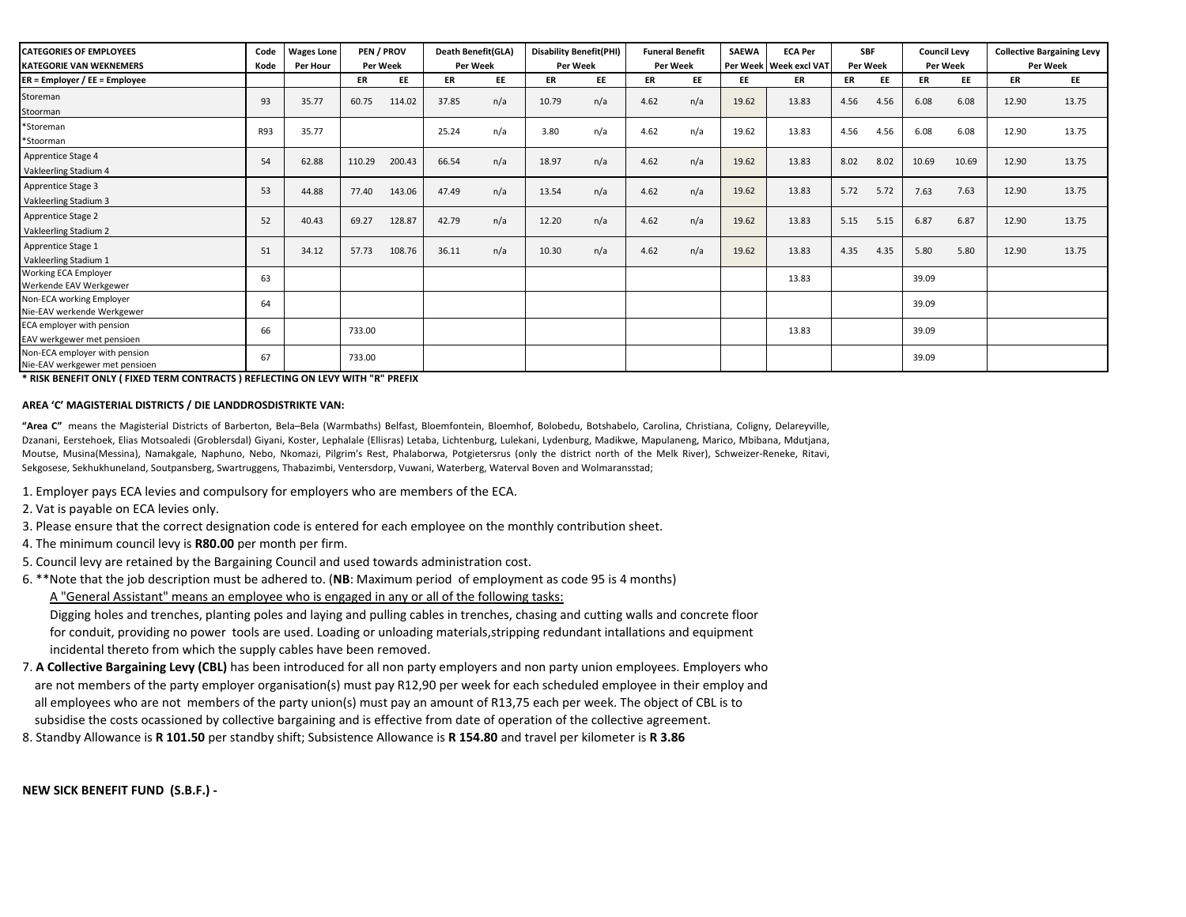| CATEGORIES OF EMPLOYEES<br>KATEGORIE VAN WEKNEMERS | Code<br>Kode | Wages Lone<br>Per Hour | PEN / PROV<br>Per Week | | Death Benefit(GLA)<br>Per Week | | Disability Benefit(PHI)<br>Per Week | | Funeral Benefit<br>Per Week | | SAEWA<br>Per Week | ECA Per<br>Week excl VAT | SBF<br>Per Week | | Council Levy<br>Per Week | | Collective Bargaining Levy<br>Per Week | |
|---|---|---|---|---|---|---|---|---|---|---|---|---|---|---|---|---|---|---|
| ER = Employer / EE = Employee | | | ER | EE | ER | EE | ER | EE | ER | EE | EE | ER | ER | EE | ER | EE | ER | EE |
| Storeman<br>Stoorman | 93 | 35.77 | 60.75 | 114.02 | 37.85 | n/a | 10.79 | n/a | 4.62 | n/a | 19.62 | 13.83 | 4.56 | 4.56 | 6.08 | 6.08 | 12.90 | 13.75 |
| *Storeman<br>*Stoorman | R93 | 35.77 | | | 25.24 | n/a | 3.80 | n/a | 4.62 | n/a | 19.62 | 13.83 | 4.56 | 4.56 | 6.08 | 6.08 | 12.90 | 13.75 |
| Apprentice Stage 4<br>Vakleerling Stadium 4 | 54 | 62.88 | 110.29 | 200.43 | 66.54 | n/a | 18.97 | n/a | 4.62 | n/a | 19.62 | 13.83 | 8.02 | 8.02 | 10.69 | 10.69 | 12.90 | 13.75 |
| Apprentice Stage 3<br>Vakleerling Stadium 3 | 53 | 44.88 | 77.40 | 143.06 | 47.49 | n/a | 13.54 | n/a | 4.62 | n/a | 19.62 | 13.83 | 5.72 | 5.72 | 7.63 | 7.63 | 12.90 | 13.75 |
| Apprentice Stage 2<br>Vakleerling Stadium 2 | 52 | 40.43 | 69.27 | 128.87 | 42.79 | n/a | 12.20 | n/a | 4.62 | n/a | 19.62 | 13.83 | 5.15 | 5.15 | 6.87 | 6.87 | 12.90 | 13.75 |
| Apprentice Stage 1<br>Vakleerling Stadium 1 | 51 | 34.12 | 57.73 | 108.76 | 36.11 | n/a | 10.30 | n/a | 4.62 | n/a | 19.62 | 13.83 | 4.35 | 4.35 | 5.80 | 5.80 | 12.90 | 13.75 |
| Working ECA Employer<br>Werkende EAV Werkgewer | 63 | | | | | | | | | | | 13.83 | | | 39.09 | | | |
| Non-ECA working Employer<br>Nie-EAV werkende Werkgewer | 64 | | | | | | | | | | | | | | 39.09 | | | |
| ECA employer with pension<br>EAV werkgewer met pensioen | 66 | | 733.00 | | | | | | | | | 13.83 | | | 39.09 | | | |
| Non-ECA employer with pension<br>Nie-EAV werkgewer met pensioen | 67 | | 733.00 | | | | | | | | | | | | 39.09 | | | |

**\* RISK BENEFIT ONLY ( FIXED TERM CONTRACTS ) REFLECTING ON LEVY WITH "R" PREFIX**

**AREA 'C' MAGISTERIAL DISTRICTS / DIE LANDDROSDISTRIKTE VAN:**

**"Area C"** means the Magisterial Districts of Barberton, Bela–Bela (Warmbaths) Belfast, Bloemfontein, Bloemhof, Bolobedu, Botshabelo, Carolina, Christiana, Coligny, Delareyville, Dzanani, Eerstehoek, Elias Motsoaledi (Groblersdal) Giyani, Koster, Lephalale (Ellisras) Letaba, Lichtenburg, Lulekani, Lydenburg, Madikwe, Mapulaneng, Marico, Mbibana, Mdutjana, Moutse, Musina(Messina), Namakgale, Naphuno, Nebo, Nkomazi, Pilgrim's Rest, Phalaborwa, Potgietersrus (only the district north of the Melk River), Schweizer-Reneke, Ritavi, Sekgosese, Sekhukhuneland, Soutpansberg, Swartruggens, Thabazimbi, Ventersdorp, Vuwani, Waterberg, Waterval Boven and Wolmaransstad;

1. Employer pays ECA levies and compulsory for employers who are members of the ECA.
2. Vat is payable on ECA levies only.
3. Please ensure that the correct designation code is entered for each employee on the monthly contribution sheet.
4. The minimum council levy is **R80.00** per month per firm.
5. Council levy are retained by the Bargaining Council and used towards administration cost.
6. **Note that the job description must be adhered to. (**NB**: Maximum period of employment as code 95 is 4 months)
   A "General Assistant" means an employee who is engaged in any or all of the following tasks:
   Digging holes and trenches, planting poles and laying and pulling cables in trenches, chasing and cutting walls and concrete floor for conduit, providing no power tools are used. Loading or unloading materials,stripping redundant intallations and equipment incidental thereto from which the supply cables have been removed.
7. **A Collective Bargaining Levy (CBL)** has been introduced for all non party employers and non party union employees. Employers who are not members of the party employer organisation(s) must pay R12,90 per week for each scheduled employee in their employ and all employees who are not members of the party union(s) must pay an amount of R13,75 each per week. The object of CBL is to subsidise the costs ocassioned by collective bargaining and is effective from date of operation of the collective agreement.
8. Standby Allowance is **R 101.50** per standby shift; Subsistence Allowance is **R 154.80** and travel per kilometer is **R 3.86**

**NEW SICK BENEFIT FUND (S.B.F.) -**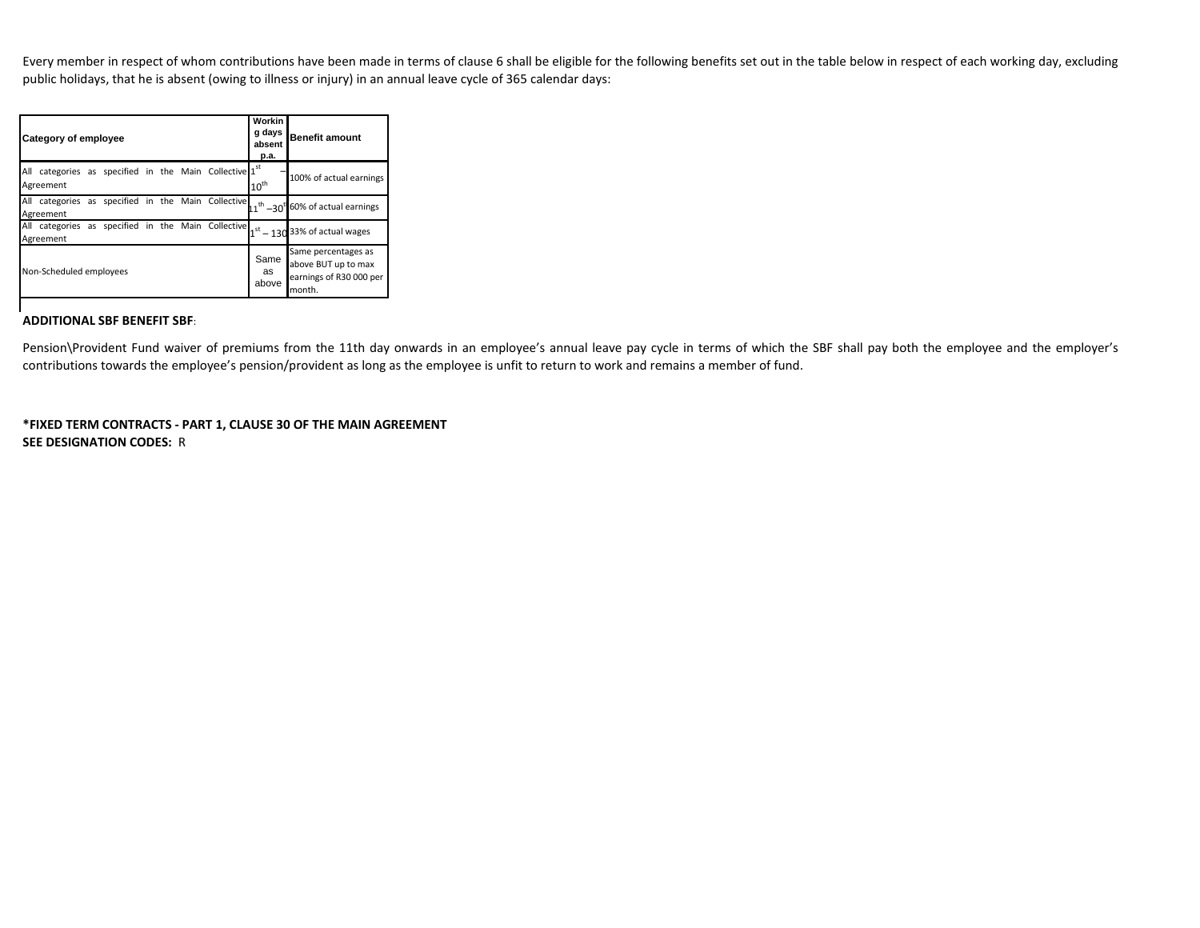Every member in respect of whom contributions have been made in terms of clause 6 shall be eligible for the following benefits set out in the table below in respect of each working day, excluding public holidays, that he is absent (owing to illness or injury) in an annual leave cycle of 365 calendar days:

| Category of employee | Working days absent p.a. | Benefit amount |
|---|---|---|
| All categories as specified in the Main Collective Agreement | 1st – 10th | 100% of actual earnings |
| All categories as specified in the Main Collective Agreement | 11th –30t | 60% of actual earnings |
| All categories as specified in the Main Collective Agreement | 1st – 130 | 33% of actual wages |
| Non-Scheduled employees | Same as above | Same percentages as above BUT up to max earnings of R30 000 per month. |

**ADDITIONAL SBF BENEFIT SBF**:

Pension\Provident Fund waiver of premiums from the 11th day onwards in an employee's annual leave pay cycle in terms of which the SBF shall pay both the employee and the employer's contributions towards the employee's pension/provident as long as the employee is unfit to return to work and remains a member of fund.

**\*FIXED TERM CONTRACTS - PART 1, CLAUSE 30 OF THE MAIN AGREEMENT**
**SEE DESIGNATION CODES:** R